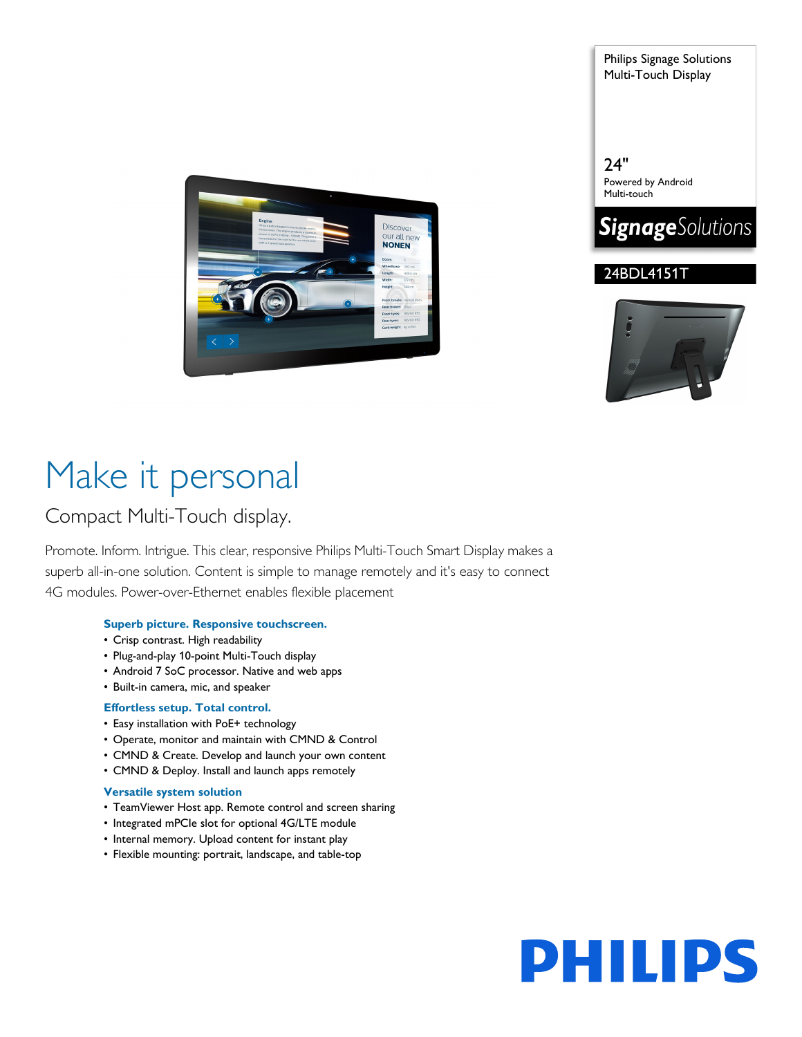Philips Signage Solutions
Multi-Touch Display

24"
Powered by Android
Multi-touch

**Signage**Solutions

24BDL4151T

# Make it personal

## Compact Multi-Touch display.

Promote. Inform. Intrigue. This clear, responsive Philips Multi-Touch Smart Display makes a superb all-in-one solution. Content is simple to manage remotely and it's easy to connect 4G modules. Power-over-Ethernet enables flexible placement

### Superb picture. Responsive touchscreen.

- Crisp contrast. High readability
- Plug-and-play 10-point Multi-Touch display
- Android 7 SoC processor. Native and web apps
- Built-in camera, mic, and speaker

### Effortless setup. Total control.

- Easy installation with PoE+ technology
- Operate, monitor and maintain with CMND & Control
- CMND & Create. Develop and launch your own content
- CMND & Deploy. Install and launch apps remotely

### Versatile system solution

- TeamViewer Host app. Remote control and screen sharing
- Integrated mPCIe slot for optional 4G/LTE module
- Internal memory. Upload content for instant play
- Flexible mounting: portrait, landscape, and table-top

PHILIPS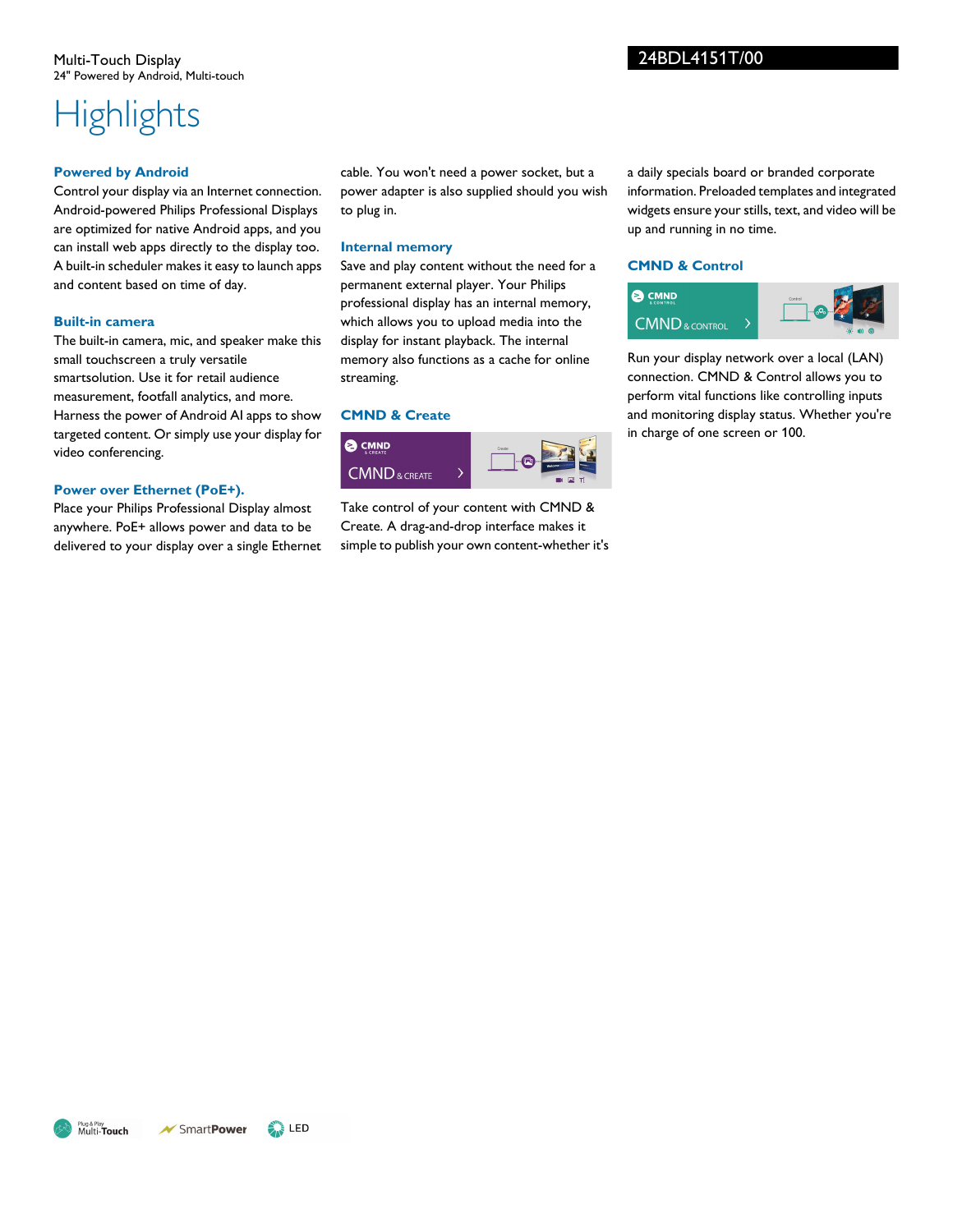Multi-Touch Display
24" Powered by Android, Multi-touch

24BDL4151T/00

# Highlights

### Powered by Android

Control your display via an Internet connection. Android-powered Philips Professional Displays are optimized for native Android apps, and you can install web apps directly to the display too. A built-in scheduler makes it easy to launch apps and content based on time of day.

### Built-in camera

The built-in camera, mic, and speaker make this small touchscreen a truly versatile smartsolution. Use it for retail audience measurement, footfall analytics, and more. Harness the power of Android AI apps to show targeted content. Or simply use your display for video conferencing.

### Power over Ethernet (PoE+).

Place your Philips Professional Display almost anywhere. PoE+ allows power and data to be delivered to your display over a single Ethernet cable. You won't need a power socket, but a power adapter is also supplied should you wish to plug in.

### Internal memory

Save and play content without the need for a permanent external player. Your Philips professional display has an internal memory, which allows you to upload media into the display for instant playback. The internal memory also functions as a cache for online streaming.

### CMND & Create

Take control of your content with CMND & Create. A drag-and-drop interface makes it simple to publish your own content-whether it's a daily specials board or branded corporate information. Preloaded templates and integrated widgets ensure your stills, text, and video will be up and running in no time.

### CMND & Control

Run your display network over a local (LAN) connection. CMND & Control allows you to perform vital functions like controlling inputs and monitoring display status. Whether you're in charge of one screen or 100.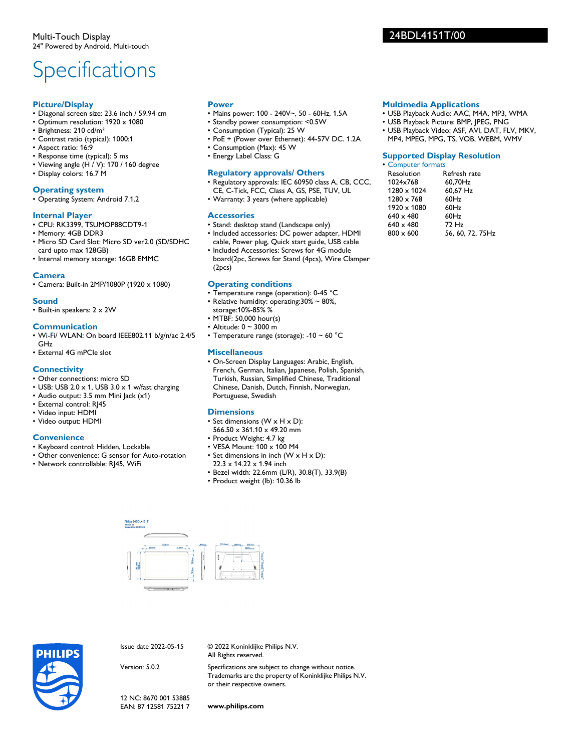Multi-Touch Display
24" Powered by Android, Multi-touch

24BDL4151T/00

# Specifications

## Picture/Display

- Diagonal screen size: 23.6 inch / 59.94 cm
- Optimum resolution: 1920 x 1080
- Brightness: 210 cd/m²
- Contrast ratio (typical): 1000:1
- Aspect ratio: 16:9
- Response time (typical): 5 ms
- Viewing angle (H / V): 170 / 160 degree
- Display colors: 16.7 M

## Operating system

- Operating System: Android 7.1.2

## Internal Player

- CPU: RK3399, TSUMOP88CDT9-1
- Memory: 4GB DDR3
- Micro SD Card Slot: Micro SD ver2.0 (SD/SDHC card upto max 128GB)
- Internal memory storage: 16GB EMMC

## Camera

- Camera: Built-in 2MP/1080P (1920 x 1080)

## Sound

- Built-in speakers: 2 x 2W

## Communication

- Wi-Fi/ WLAN: On board IEEE802.11 b/g/n/ac 2.4/5 GHz
- External 4G mPCIe slot

## Connectivity

- Other connections: micro SD
- USB: USB 2.0 x 1, USB 3.0 x 1 w/fast charging
- Audio output: 3.5 mm Mini Jack (x1)
- External control: RJ45
- Video input: HDMI
- Video output: HDMI

## Convenience

- Keyboard control: Hidden, Lockable
- Other convenience: G sensor for Auto-rotation
- Network controllable: RJ45, WiFi

## Power

- Mains power: 100 - 240V~, 50 - 60Hz, 1.5A
- Standby power consumption: <0.5W
- Consumption (Typical): 25 W
- PoE + (Power over Ethernet): 44-57V DC. 1.2A
- Consumption (Max): 45 W
- Energy Label Class: G

## Regulatory approvals/ Others

- Regulatory approvals: IEC 60950 class A, CB, CCC, CE, C-Tick, FCC, Class A, GS, PSE, TUV, UL
- Warranty: 3 years (where applicable)

## Accessories

- Stand: desktop stand (Landscape only)
- Included accessories: DC power adapter, HDMI cable, Power plug, Quick start guide, USB cable
- Included Accessories: Screws for 4G module board(2pc, Screws for Stand (4pcs), Wire Clamper (2pcs)

## Operating conditions

- Temperature range (operation): 0-45 °C
- Relative humidity: operating:30% ~ 80%, storage:10%-85% %
- MTBF: 50,000 hour(s)
- Altitude: 0 ~ 3000 m
- Temperature range (storage): -10 ~ 60 °C

## Miscellaneous

- On-Screen Display Languages: Arabic, English, French, German, Italian, Japanese, Polish, Spanish, Turkish, Russian, Simplified Chinese, Traditional Chinese, Danish, Dutch, Finnish, Norwegian, Portuguese, Swedish

## Dimensions

- Set dimensions (W x H x D): 566.50 x 361.10 x 49.20 mm
- Product Weight: 4.7 kg
- VESA Mount: 100 x 100 M4
- Set dimensions in inch (W x H x D): 22.3 x 14.22 x 1.94 inch
- Bezel width: 22.6mm (L/R), 30.8(T), 33.9(B)
- Product weight (lb): 10.36 lb

## Multimedia Applications

- USB Playback Audio: AAC, M4A, MP3, WMA
- USB Playback Picture: BMP, JPEG, PNG
- USB Playback Video: ASF, AVI, DAT, FLV, MKV, MP4, MPEG, MPG, TS, VOB, WEBM, WMV

## Supported Display Resolution

- Computer formats

| Resolution | Refresh rate |
|---|---|
| 1024x768 | 60,70Hz |
| 1280 x 1024 | 60,67 Hz |
| 1280 x 768 | 60Hz |
| 1920 x 1080 | 60Hz |
| 640 x 480 | 60Hz |
| 640 x 480 | 72 Hz |
| 800 x 600 | 56, 60, 72, 75Hz |

Issue date 2022-05-15

Version: 5.0.2

12 NC: 8670 001 53885
EAN: 87 12581 75221 7

© 2022 Koninklijke Philips N.V.
All Rights reserved.

Specifications are subject to change without notice.
Trademarks are the property of Koninklijke Philips N.V. or their respective owners.

www.philips.com